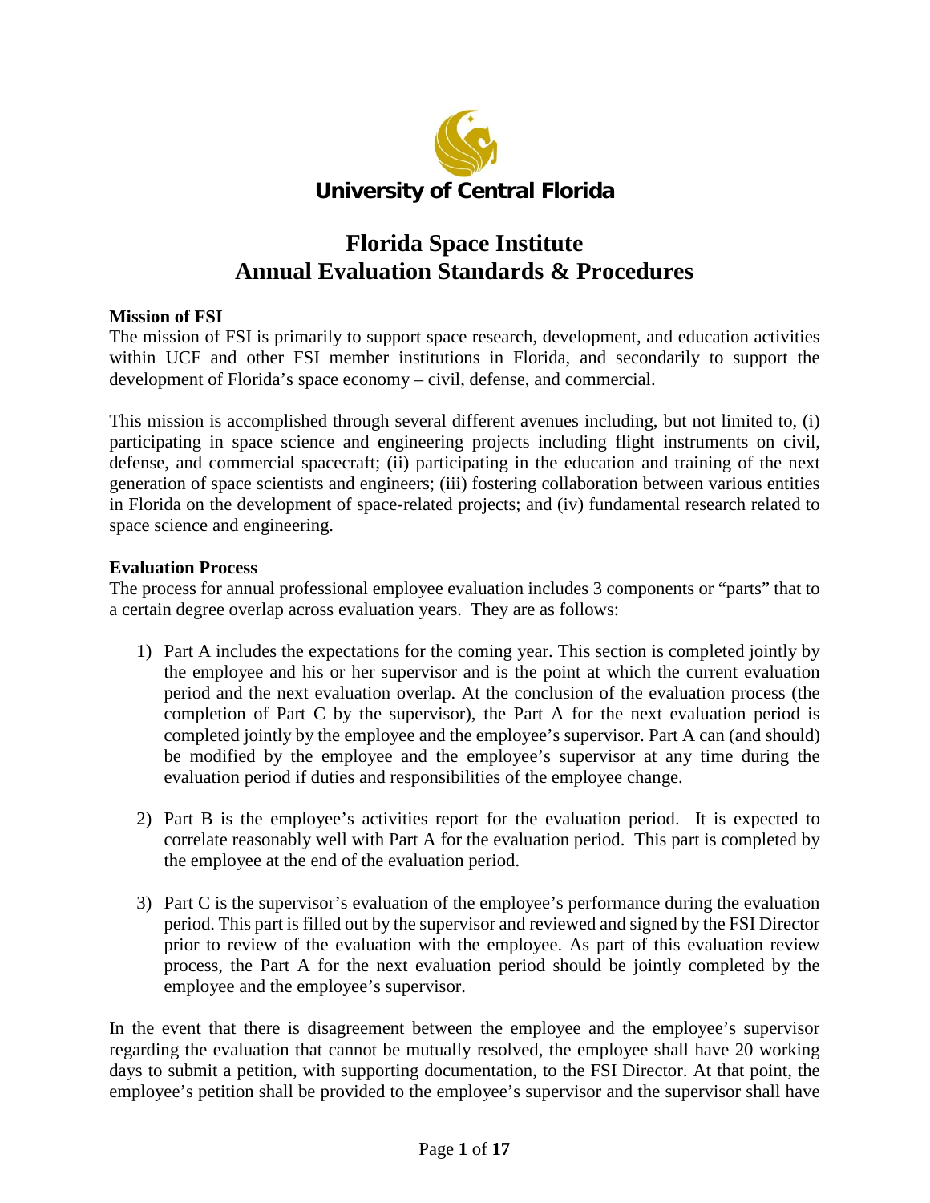University of Central Florida

# Florida Space Institute
# Annual Evaluation Standards & Procedures

**Mission of FSI**

The mission of FSI is primarily to support space research, development, and education activities within UCF and other FSI member institutions in Florida, and secondarily to support the development of Florida's space economy – civil, defense, and commercial.

This mission is accomplished through several different avenues including, but not limited to, (i) participating in space science and engineering projects including flight instruments on civil, defense, and commercial spacecraft; (ii) participating in the education and training of the next generation of space scientists and engineers; (iii) fostering collaboration between various entities in Florida on the development of space-related projects; and (iv) fundamental research related to space science and engineering.

**Evaluation Process**

The process for annual professional employee evaluation includes 3 components or "parts" that to a certain degree overlap across evaluation years. They are as follows:

1) Part A includes the expectations for the coming year. This section is completed jointly by the employee and his or her supervisor and is the point at which the current evaluation period and the next evaluation overlap. At the conclusion of the evaluation process (the completion of Part C by the supervisor), the Part A for the next evaluation period is completed jointly by the employee and the employee's supervisor. Part A can (and should) be modified by the employee and the employee's supervisor at any time during the evaluation period if duties and responsibilities of the employee change.

2) Part B is the employee's activities report for the evaluation period. It is expected to correlate reasonably well with Part A for the evaluation period. This part is completed by the employee at the end of the evaluation period.

3) Part C is the supervisor's evaluation of the employee's performance during the evaluation period. This part is filled out by the supervisor and reviewed and signed by the FSI Director prior to review of the evaluation with the employee. As part of this evaluation review process, the Part A for the next evaluation period should be jointly completed by the employee and the employee's supervisor.

In the event that there is disagreement between the employee and the employee's supervisor regarding the evaluation that cannot be mutually resolved, the employee shall have 20 working days to submit a petition, with supporting documentation, to the FSI Director. At that point, the employee's petition shall be provided to the employee's supervisor and the supervisor shall have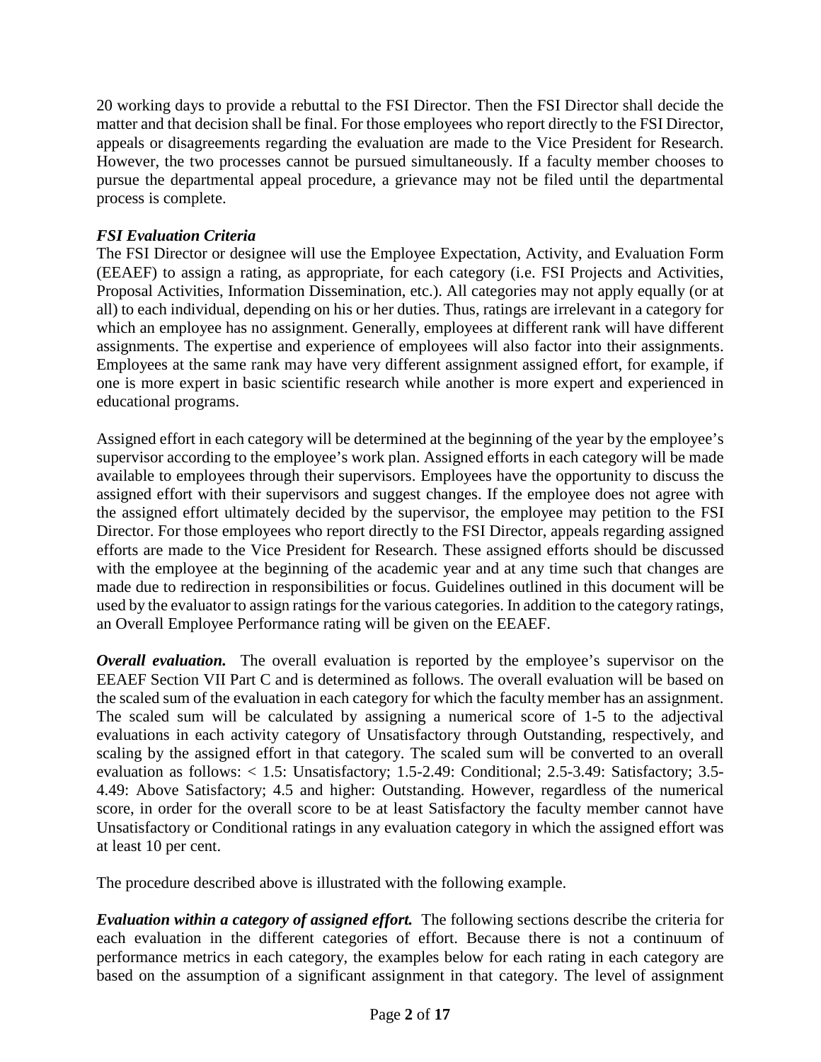20 working days to provide a rebuttal to the FSI Director. Then the FSI Director shall decide the matter and that decision shall be final. For those employees who report directly to the FSI Director, appeals or disagreements regarding the evaluation are made to the Vice President for Research. However, the two processes cannot be pursued simultaneously. If a faculty member chooses to pursue the departmental appeal procedure, a grievance may not be filed until the departmental process is complete.

### *FSI Evaluation Criteria*

The FSI Director or designee will use the Employee Expectation, Activity, and Evaluation Form (EEAEF) to assign a rating, as appropriate, for each category (i.e. FSI Projects and Activities, Proposal Activities, Information Dissemination, etc.). All categories may not apply equally (or at all) to each individual, depending on his or her duties. Thus, ratings are irrelevant in a category for which an employee has no assignment. Generally, employees at different rank will have different assignments. The expertise and experience of employees will also factor into their assignments. Employees at the same rank may have very different assignment assigned effort, for example, if one is more expert in basic scientific research while another is more expert and experienced in educational programs.

Assigned effort in each category will be determined at the beginning of the year by the employee's supervisor according to the employee's work plan. Assigned efforts in each category will be made available to employees through their supervisors. Employees have the opportunity to discuss the assigned effort with their supervisors and suggest changes. If the employee does not agree with the assigned effort ultimately decided by the supervisor, the employee may petition to the FSI Director. For those employees who report directly to the FSI Director, appeals regarding assigned efforts are made to the Vice President for Research. These assigned efforts should be discussed with the employee at the beginning of the academic year and at any time such that changes are made due to redirection in responsibilities or focus. Guidelines outlined in this document will be used by the evaluator to assign ratings for the various categories. In addition to the category ratings, an Overall Employee Performance rating will be given on the EEAEF.

***Overall evaluation.*** The overall evaluation is reported by the employee's supervisor on the EEAEF Section VII Part C and is determined as follows. The overall evaluation will be based on the scaled sum of the evaluation in each category for which the faculty member has an assignment. The scaled sum will be calculated by assigning a numerical score of 1-5 to the adjectival evaluations in each activity category of Unsatisfactory through Outstanding, respectively, and scaling by the assigned effort in that category. The scaled sum will be converted to an overall evaluation as follows: < 1.5: Unsatisfactory; 1.5-2.49: Conditional; 2.5-3.49: Satisfactory; 3.5-4.49: Above Satisfactory; 4.5 and higher: Outstanding. However, regardless of the numerical score, in order for the overall score to be at least Satisfactory the faculty member cannot have Unsatisfactory or Conditional ratings in any evaluation category in which the assigned effort was at least 10 per cent.

The procedure described above is illustrated with the following example.

***Evaluation within a category of assigned effort.*** The following sections describe the criteria for each evaluation in the different categories of effort. Because there is not a continuum of performance metrics in each category, the examples below for each rating in each category are based on the assumption of a significant assignment in that category. The level of assignment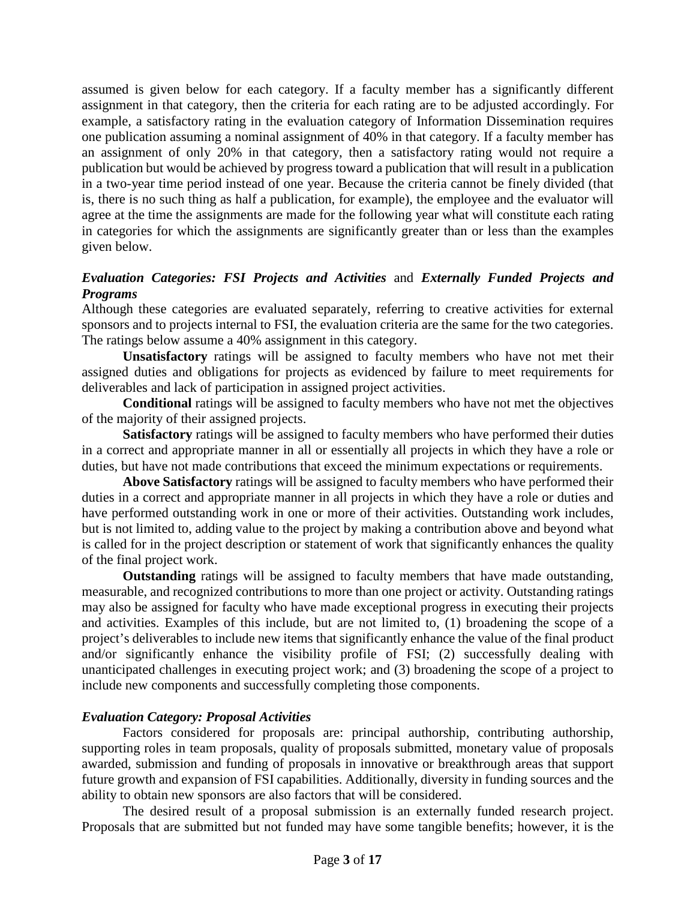assumed is given below for each category. If a faculty member has a significantly different assignment in that category, then the criteria for each rating are to be adjusted accordingly. For example, a satisfactory rating in the evaluation category of Information Dissemination requires one publication assuming a nominal assignment of 40% in that category. If a faculty member has an assignment of only 20% in that category, then a satisfactory rating would not require a publication but would be achieved by progress toward a publication that will result in a publication in a two-year time period instead of one year. Because the criteria cannot be finely divided (that is, there is no such thing as half a publication, for example), the employee and the evaluator will agree at the time the assignments are made for the following year what will constitute each rating in categories for which the assignments are significantly greater than or less than the examples given below.

***Evaluation Categories: FSI Projects and Activities*** and ***Externally Funded Projects and Programs***

Although these categories are evaluated separately, referring to creative activities for external sponsors and to projects internal to FSI, the evaluation criteria are the same for the two categories. The ratings below assume a 40% assignment in this category.

**Unsatisfactory** ratings will be assigned to faculty members who have not met their assigned duties and obligations for projects as evidenced by failure to meet requirements for deliverables and lack of participation in assigned project activities.

**Conditional** ratings will be assigned to faculty members who have not met the objectives of the majority of their assigned projects.

**Satisfactory** ratings will be assigned to faculty members who have performed their duties in a correct and appropriate manner in all or essentially all projects in which they have a role or duties, but have not made contributions that exceed the minimum expectations or requirements.

**Above Satisfactory** ratings will be assigned to faculty members who have performed their duties in a correct and appropriate manner in all projects in which they have a role or duties and have performed outstanding work in one or more of their activities. Outstanding work includes, but is not limited to, adding value to the project by making a contribution above and beyond what is called for in the project description or statement of work that significantly enhances the quality of the final project work.

**Outstanding** ratings will be assigned to faculty members that have made outstanding, measurable, and recognized contributions to more than one project or activity. Outstanding ratings may also be assigned for faculty who have made exceptional progress in executing their projects and activities. Examples of this include, but are not limited to, (1) broadening the scope of a project's deliverables to include new items that significantly enhance the value of the final product and/or significantly enhance the visibility profile of FSI; (2) successfully dealing with unanticipated challenges in executing project work; and (3) broadening the scope of a project to include new components and successfully completing those components.

***Evaluation Category: Proposal Activities***

Factors considered for proposals are: principal authorship, contributing authorship, supporting roles in team proposals, quality of proposals submitted, monetary value of proposals awarded, submission and funding of proposals in innovative or breakthrough areas that support future growth and expansion of FSI capabilities. Additionally, diversity in funding sources and the ability to obtain new sponsors are also factors that will be considered.

The desired result of a proposal submission is an externally funded research project. Proposals that are submitted but not funded may have some tangible benefits; however, it is the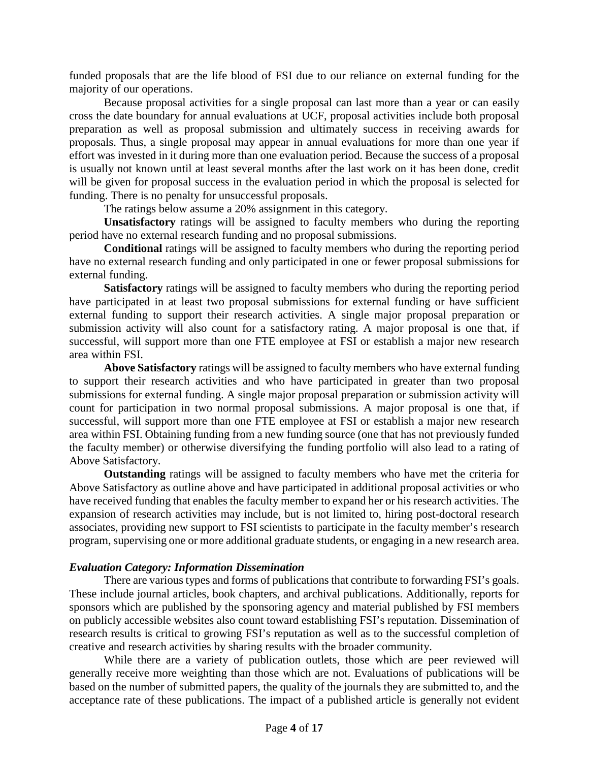funded proposals that are the life blood of FSI due to our reliance on external funding for the majority of our operations.

Because proposal activities for a single proposal can last more than a year or can easily cross the date boundary for annual evaluations at UCF, proposal activities include both proposal preparation as well as proposal submission and ultimately success in receiving awards for proposals. Thus, a single proposal may appear in annual evaluations for more than one year if effort was invested in it during more than one evaluation period. Because the success of a proposal is usually not known until at least several months after the last work on it has been done, credit will be given for proposal success in the evaluation period in which the proposal is selected for funding. There is no penalty for unsuccessful proposals.

The ratings below assume a 20% assignment in this category.

**Unsatisfactory** ratings will be assigned to faculty members who during the reporting period have no external research funding and no proposal submissions.

**Conditional** ratings will be assigned to faculty members who during the reporting period have no external research funding and only participated in one or fewer proposal submissions for external funding.

**Satisfactory** ratings will be assigned to faculty members who during the reporting period have participated in at least two proposal submissions for external funding or have sufficient external funding to support their research activities. A single major proposal preparation or submission activity will also count for a satisfactory rating. A major proposal is one that, if successful, will support more than one FTE employee at FSI or establish a major new research area within FSI.

**Above Satisfactory** ratings will be assigned to faculty members who have external funding to support their research activities and who have participated in greater than two proposal submissions for external funding. A single major proposal preparation or submission activity will count for participation in two normal proposal submissions. A major proposal is one that, if successful, will support more than one FTE employee at FSI or establish a major new research area within FSI. Obtaining funding from a new funding source (one that has not previously funded the faculty member) or otherwise diversifying the funding portfolio will also lead to a rating of Above Satisfactory.

**Outstanding** ratings will be assigned to faculty members who have met the criteria for Above Satisfactory as outline above and have participated in additional proposal activities or who have received funding that enables the faculty member to expand her or his research activities. The expansion of research activities may include, but is not limited to, hiring post-doctoral research associates, providing new support to FSI scientists to participate in the faculty member's research program, supervising one or more additional graduate students, or engaging in a new research area.

### *Evaluation Category: Information Dissemination*

There are various types and forms of publications that contribute to forwarding FSI's goals. These include journal articles, book chapters, and archival publications. Additionally, reports for sponsors which are published by the sponsoring agency and material published by FSI members on publicly accessible websites also count toward establishing FSI's reputation. Dissemination of research results is critical to growing FSI's reputation as well as to the successful completion of creative and research activities by sharing results with the broader community.

While there are a variety of publication outlets, those which are peer reviewed will generally receive more weighting than those which are not. Evaluations of publications will be based on the number of submitted papers, the quality of the journals they are submitted to, and the acceptance rate of these publications. The impact of a published article is generally not evident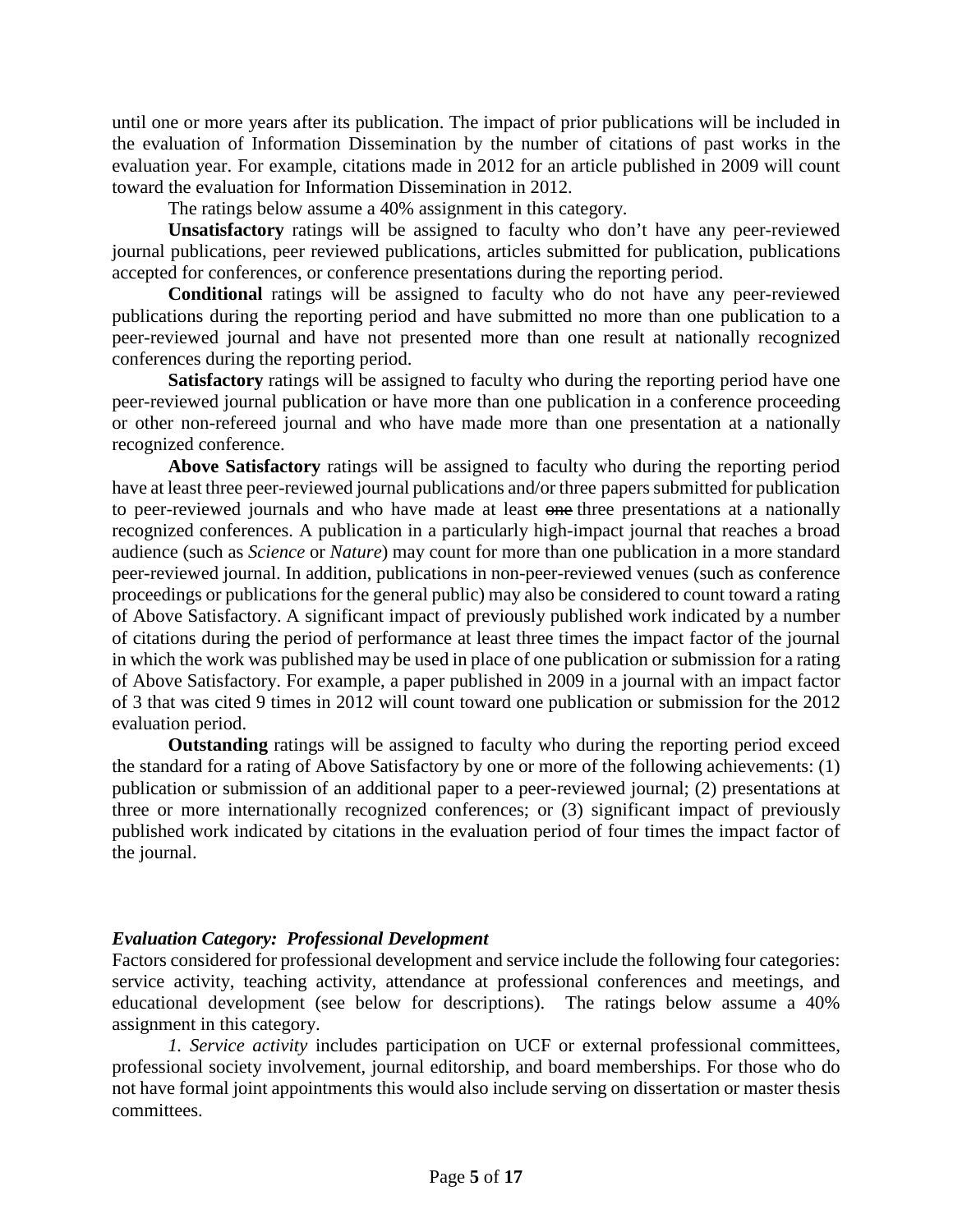until one or more years after its publication. The impact of prior publications will be included in the evaluation of Information Dissemination by the number of citations of past works in the evaluation year. For example, citations made in 2012 for an article published in 2009 will count toward the evaluation for Information Dissemination in 2012.

The ratings below assume a 40% assignment in this category.

**Unsatisfactory** ratings will be assigned to faculty who don't have any peer-reviewed journal publications, peer reviewed publications, articles submitted for publication, publications accepted for conferences, or conference presentations during the reporting period.

**Conditional** ratings will be assigned to faculty who do not have any peer-reviewed publications during the reporting period and have submitted no more than one publication to a peer-reviewed journal and have not presented more than one result at nationally recognized conferences during the reporting period.

**Satisfactory** ratings will be assigned to faculty who during the reporting period have one peer-reviewed journal publication or have more than one publication in a conference proceeding or other non-refereed journal and who have made more than one presentation at a nationally recognized conference.

**Above Satisfactory** ratings will be assigned to faculty who during the reporting period have at least three peer-reviewed journal publications and/or three papers submitted for publication to peer-reviewed journals and who have made at least ~~one~~ three presentations at a nationally recognized conferences. A publication in a particularly high-impact journal that reaches a broad audience (such as *Science* or *Nature*) may count for more than one publication in a more standard peer-reviewed journal. In addition, publications in non-peer-reviewed venues (such as conference proceedings or publications for the general public) may also be considered to count toward a rating of Above Satisfactory. A significant impact of previously published work indicated by a number of citations during the period of performance at least three times the impact factor of the journal in which the work was published may be used in place of one publication or submission for a rating of Above Satisfactory. For example, a paper published in 2009 in a journal with an impact factor of 3 that was cited 9 times in 2012 will count toward one publication or submission for the 2012 evaluation period.

**Outstanding** ratings will be assigned to faculty who during the reporting period exceed the standard for a rating of Above Satisfactory by one or more of the following achievements: (1) publication or submission of an additional paper to a peer-reviewed journal; (2) presentations at three or more internationally recognized conferences; or (3) significant impact of previously published work indicated by citations in the evaluation period of four times the impact factor of the journal.

### *Evaluation Category: Professional Development*

Factors considered for professional development and service include the following four categories: service activity, teaching activity, attendance at professional conferences and meetings, and educational development (see below for descriptions). The ratings below assume a 40% assignment in this category.

*1. Service activity* includes participation on UCF or external professional committees, professional society involvement, journal editorship, and board memberships. For those who do not have formal joint appointments this would also include serving on dissertation or master thesis committees.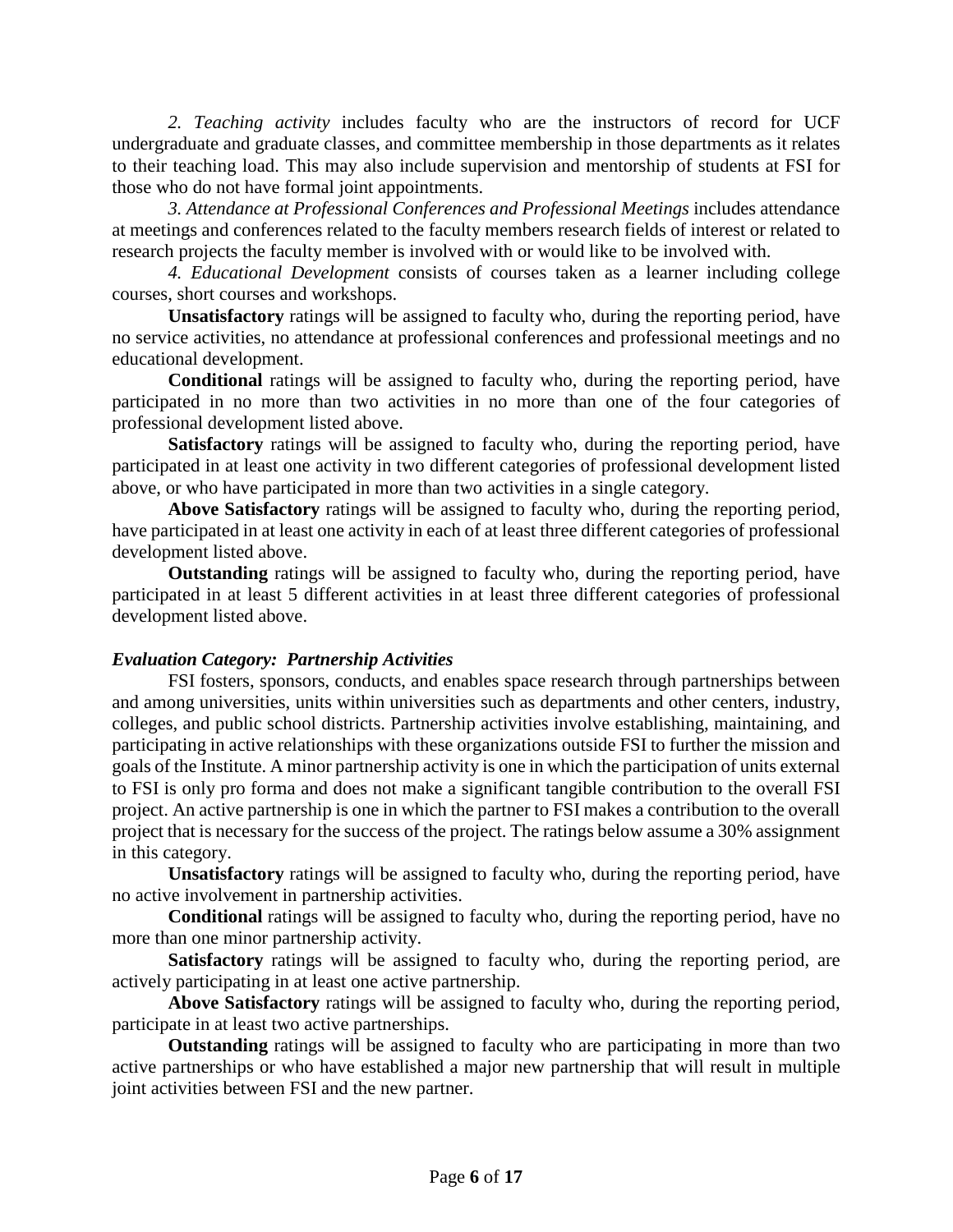*2. Teaching activity* includes faculty who are the instructors of record for UCF undergraduate and graduate classes, and committee membership in those departments as it relates to their teaching load. This may also include supervision and mentorship of students at FSI for those who do not have formal joint appointments.

*3. Attendance at Professional Conferences and Professional Meetings* includes attendance at meetings and conferences related to the faculty members research fields of interest or related to research projects the faculty member is involved with or would like to be involved with.

*4. Educational Development* consists of courses taken as a learner including college courses, short courses and workshops.

**Unsatisfactory** ratings will be assigned to faculty who, during the reporting period, have no service activities, no attendance at professional conferences and professional meetings and no educational development.

**Conditional** ratings will be assigned to faculty who, during the reporting period, have participated in no more than two activities in no more than one of the four categories of professional development listed above.

**Satisfactory** ratings will be assigned to faculty who, during the reporting period, have participated in at least one activity in two different categories of professional development listed above, or who have participated in more than two activities in a single category.

**Above Satisfactory** ratings will be assigned to faculty who, during the reporting period, have participated in at least one activity in each of at least three different categories of professional development listed above.

**Outstanding** ratings will be assigned to faculty who, during the reporting period, have participated in at least 5 different activities in at least three different categories of professional development listed above.

***Evaluation Category: Partnership Activities***

FSI fosters, sponsors, conducts, and enables space research through partnerships between and among universities, units within universities such as departments and other centers, industry, colleges, and public school districts. Partnership activities involve establishing, maintaining, and participating in active relationships with these organizations outside FSI to further the mission and goals of the Institute. A minor partnership activity is one in which the participation of units external to FSI is only pro forma and does not make a significant tangible contribution to the overall FSI project. An active partnership is one in which the partner to FSI makes a contribution to the overall project that is necessary for the success of the project. The ratings below assume a 30% assignment in this category.

**Unsatisfactory** ratings will be assigned to faculty who, during the reporting period, have no active involvement in partnership activities.

**Conditional** ratings will be assigned to faculty who, during the reporting period, have no more than one minor partnership activity.

**Satisfactory** ratings will be assigned to faculty who, during the reporting period, are actively participating in at least one active partnership.

**Above Satisfactory** ratings will be assigned to faculty who, during the reporting period, participate in at least two active partnerships.

**Outstanding** ratings will be assigned to faculty who are participating in more than two active partnerships or who have established a major new partnership that will result in multiple joint activities between FSI and the new partner.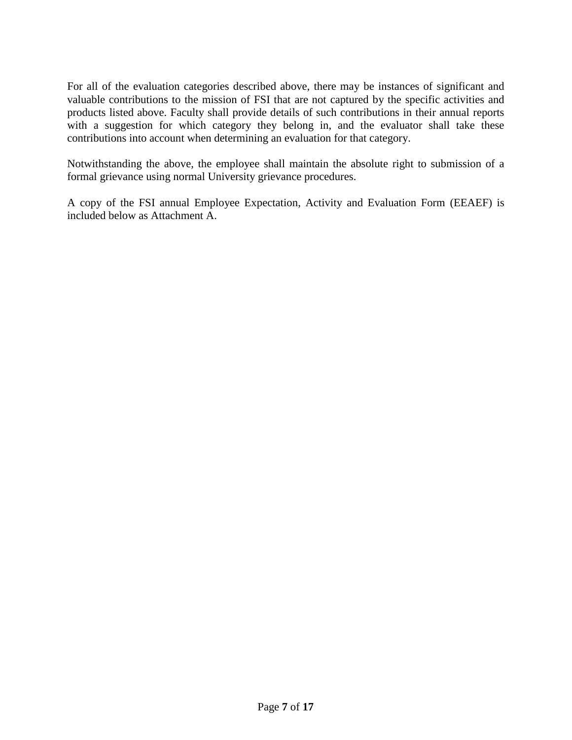For all of the evaluation categories described above, there may be instances of significant and valuable contributions to the mission of FSI that are not captured by the specific activities and products listed above. Faculty shall provide details of such contributions in their annual reports with a suggestion for which category they belong in, and the evaluator shall take these contributions into account when determining an evaluation for that category.

Notwithstanding the above, the employee shall maintain the absolute right to submission of a formal grievance using normal University grievance procedures.

A copy of the FSI annual Employee Expectation, Activity and Evaluation Form (EEAEF) is included below as Attachment A.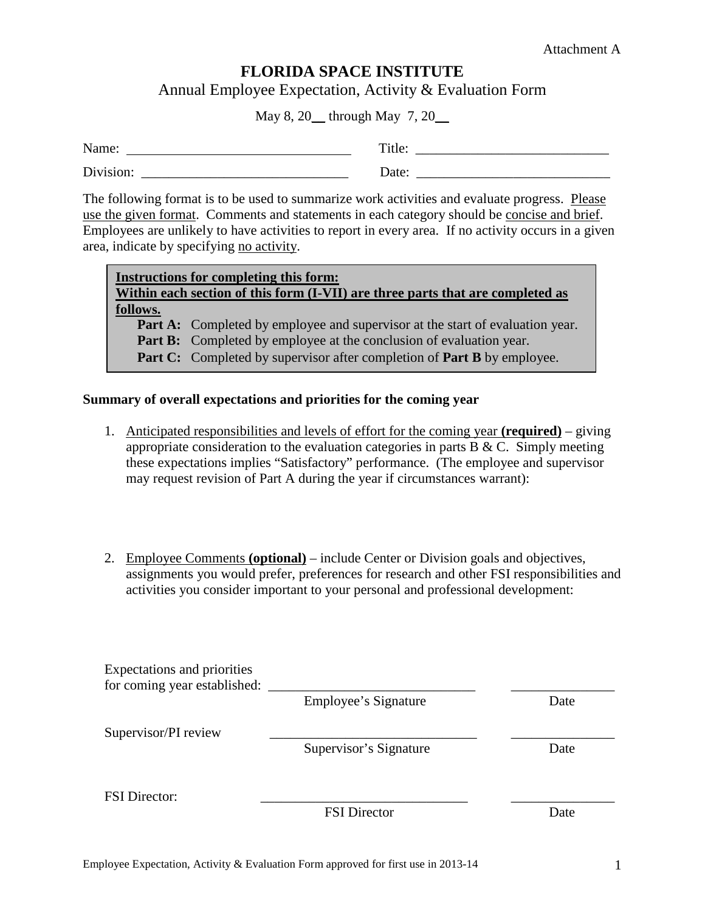Attachment A

# FLORIDA SPACE INSTITUTE

## Annual Employee Expectation, Activity & Evaluation Form

May 8, 20__ through May 7, 20__

Name: ______________________________ Title: ___________________________

Division: ____________________________ Date: ___________________________

The following format is to be used to summarize work activities and evaluate progress. Please use the given format. Comments and statements in each category should be concise and brief. Employees are unlikely to have activities to report in every area. If no activity occurs in a given area, indicate by specifying no activity.

> **Instructions for completing this form:**
> **Within each section of this form (I-VII) are three parts that are completed as follows.**
>
> **Part A:** Completed by employee and supervisor at the start of evaluation year.
> **Part B:** Completed by employee at the conclusion of evaluation year.
> **Part C:** Completed by supervisor after completion of **Part B** by employee.

**Summary of overall expectations and priorities for the coming year**

1. Anticipated responsibilities and levels of effort for the coming year **(required)** – giving appropriate consideration to the evaluation categories in parts B & C. Simply meeting these expectations implies "Satisfactory" performance. (The employee and supervisor may request revision of Part A during the year if circumstances warrant):

2. Employee Comments **(optional)** – include Center or Division goals and objectives, assignments you would prefer, preferences for research and other FSI responsibilities and activities you consider important to your personal and professional development:

Expectations and priorities for coming year established: ____________________________ _______________
Employee's Signature Date

Supervisor/PI review ____________________________ _______________
Supervisor's Signature Date

FSI Director: ____________________________ _______________
FSI Director Date

Employee Expectation, Activity & Evaluation Form approved for first use in 2013-14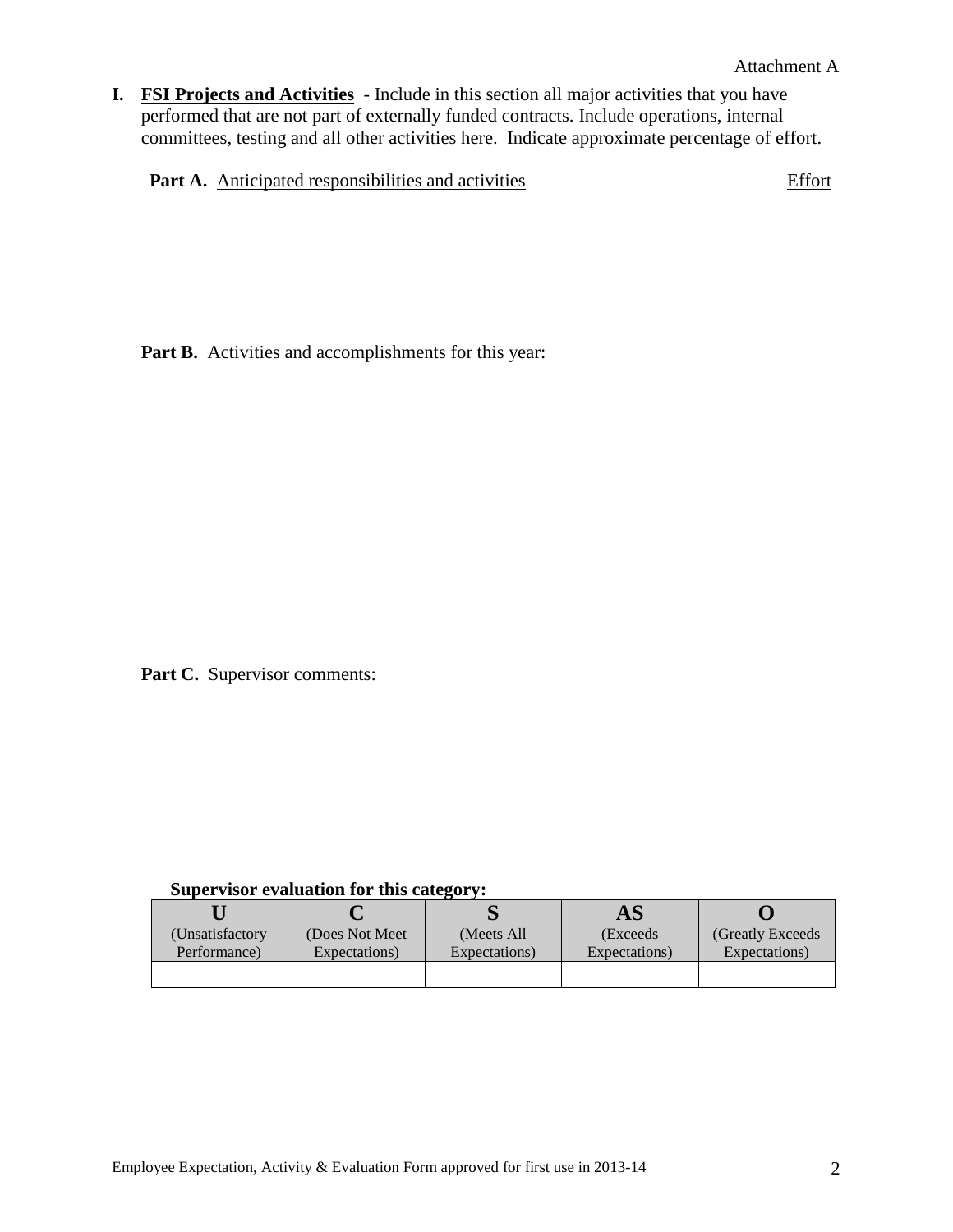Attachment A

**I. <u>FSI Projects and Activities</u>** - Include in this section all major activities that you have performed that are not part of externally funded contracts. Include operations, internal committees, testing and all other activities here. Indicate approximate percentage of effort.

**Part A.** <u>Anticipated responsibilities and activities</u> <u>Effort</u>

**Part B.** <u>Activities and accomplishments for this year:</u>

**Part C.** <u>Supervisor comments:</u>

**Supervisor evaluation for this category:**

| **U** (Unsatisfactory Performance) | **C** (Does Not Meet Expectations) | **S** (Meets All Expectations) | **AS** (Exceeds Expectations) | **O** (Greatly Exceeds Expectations) |
|---|---|---|---|---|
| | | | | |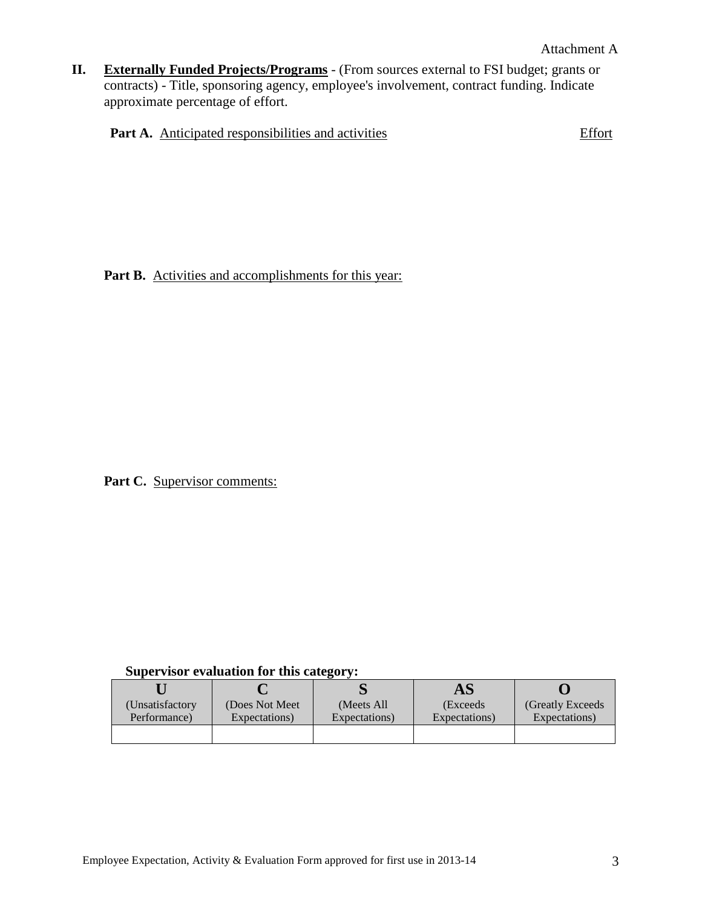Attachment A

**II. Externally Funded Projects/Programs** - (From sources external to FSI budget; grants or contracts) - Title, sponsoring agency, employee's involvement, contract funding. Indicate approximate percentage of effort.

**Part A.** Anticipated responsibilities and activities — Effort

**Part B.** Activities and accomplishments for this year:

**Part C.** Supervisor comments:

**Supervisor evaluation for this category:**

| U (Unsatisfactory Performance) | C (Does Not Meet Expectations) | S (Meets All Expectations) | AS (Exceeds Expectations) | O (Greatly Exceeds Expectations) |
|---|---|---|---|---|
| | | | | |

Employee Expectation, Activity & Evaluation Form approved for first use in 2013-14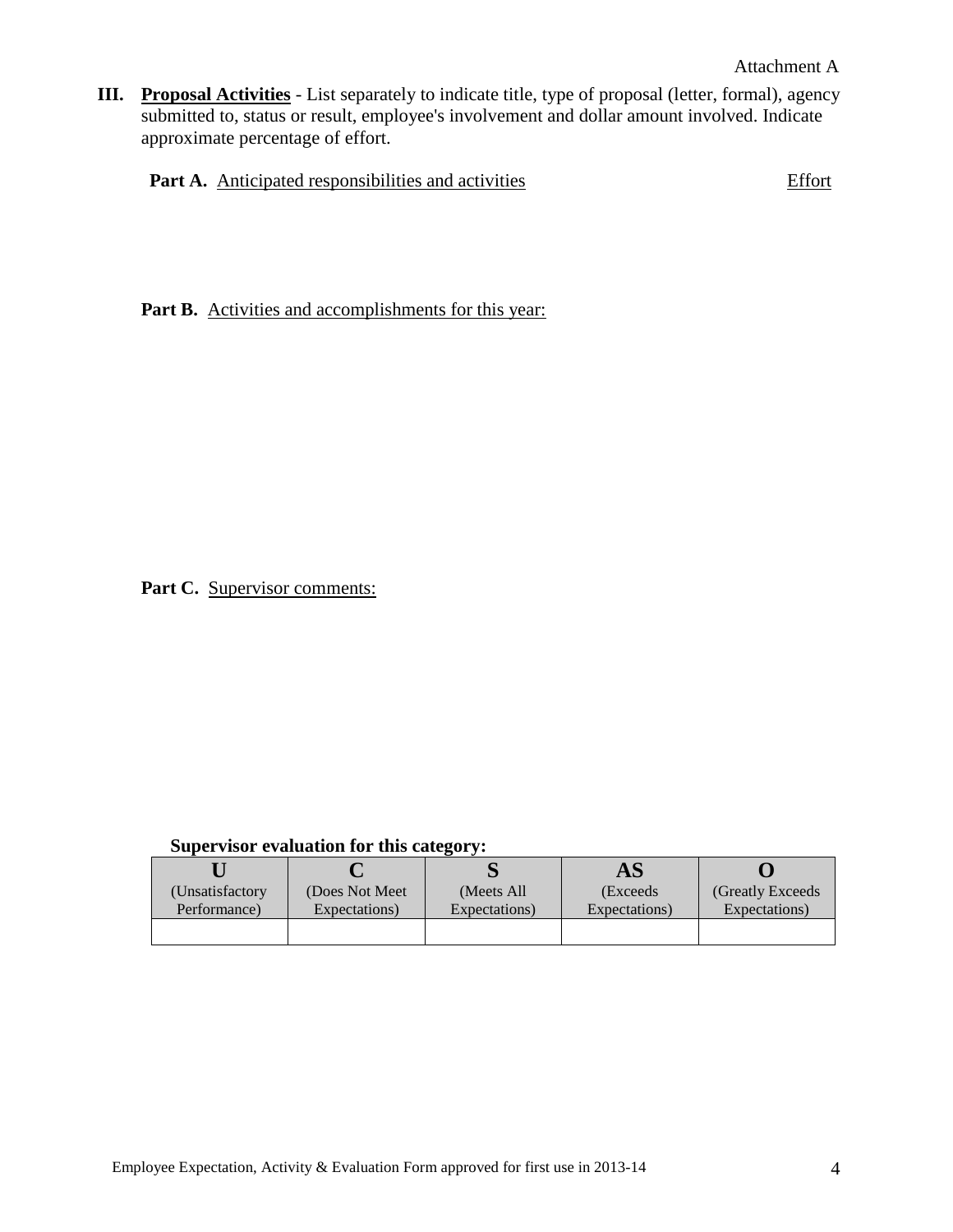Attachment A

**III. Proposal Activities** - List separately to indicate title, type of proposal (letter, formal), agency submitted to, status or result, employee's involvement and dollar amount involved. Indicate approximate percentage of effort.

**Part A.** Anticipated responsibilities and activities — Effort

**Part B.** Activities and accomplishments for this year:

**Part C.** Supervisor comments:

**Supervisor evaluation for this category:**

| U (Unsatisfactory Performance) | C (Does Not Meet Expectations) | S (Meets All Expectations) | AS (Exceeds Expectations) | O (Greatly Exceeds Expectations) |
|---|---|---|---|---|
| | | | | |

Employee Expectation, Activity & Evaluation Form approved for first use in 2013-14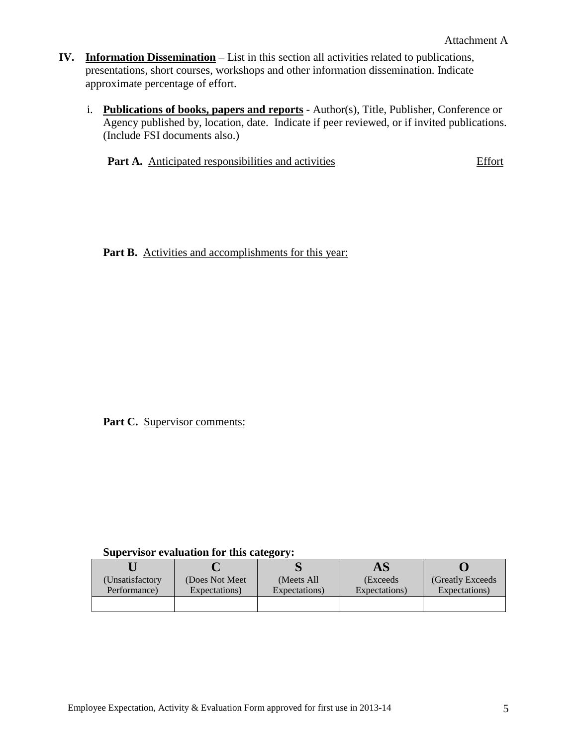Attachment A

**IV. Information Dissemination** – List in this section all activities related to publications, presentations, short courses, workshops and other information dissemination. Indicate approximate percentage of effort.

i. **Publications of books, papers and reports** - Author(s), Title, Publisher, Conference or Agency published by, location, date. Indicate if peer reviewed, or if invited publications. (Include FSI documents also.)

**Part A.** Anticipated responsibilities and activities — Effort

**Part B.** Activities and accomplishments for this year:

**Part C.** Supervisor comments:

**Supervisor evaluation for this category:**

| U (Unsatisfactory Performance) | C (Does Not Meet Expectations) | S (Meets All Expectations) | AS (Exceeds Expectations) | O (Greatly Exceeds Expectations) |
|---|---|---|---|---|
| | | | | |

Employee Expectation, Activity & Evaluation Form approved for first use in 2013-14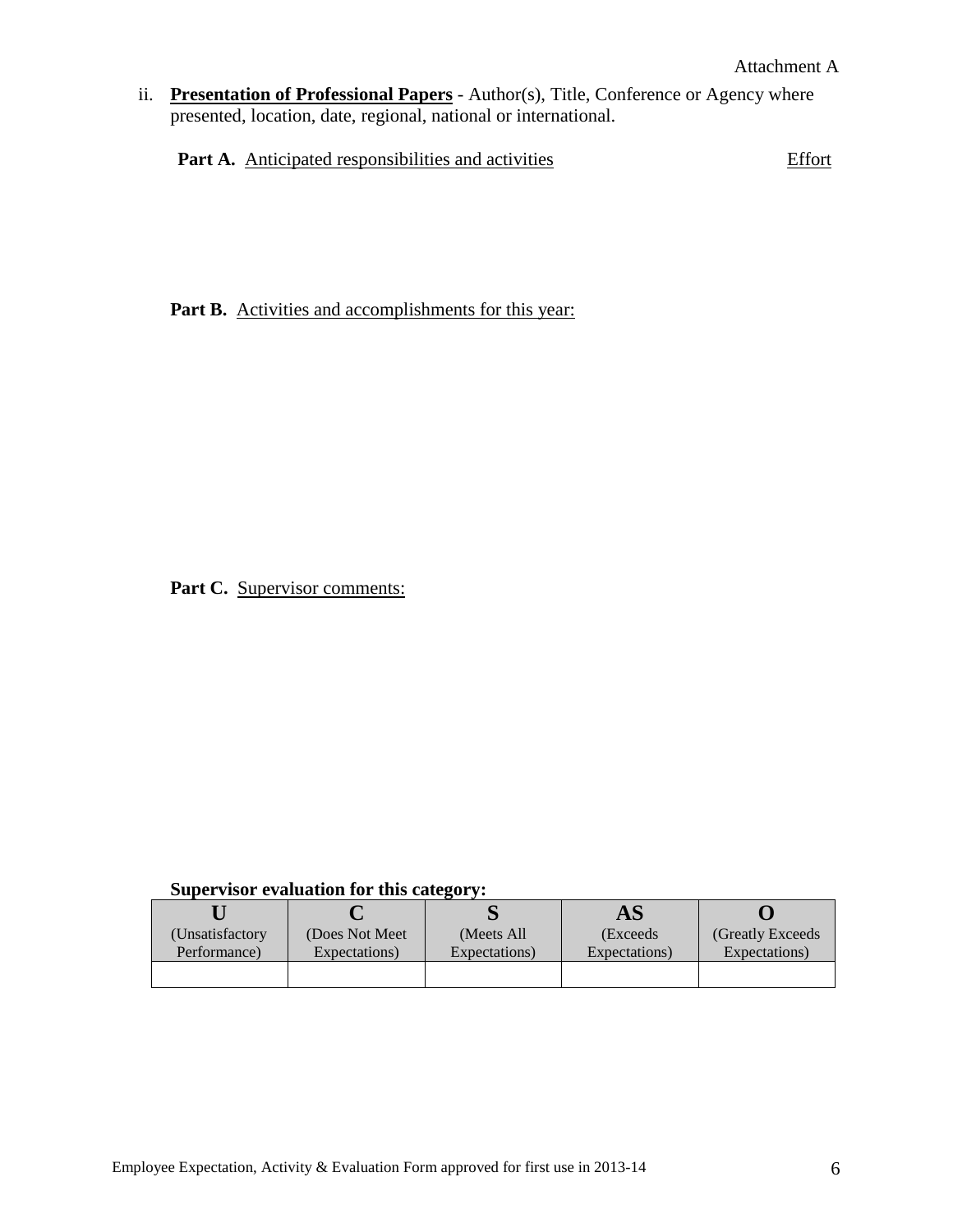Attachment A

ii. **<u>Presentation of Professional Papers</u>** - Author(s), Title, Conference or Agency where presented, location, date, regional, national or international.

**Part A.** <u>Anticipated responsibilities and activities</u> <u>Effort</u>

**Part B.** <u>Activities and accomplishments for this year:</u>

**Part C.** <u>Supervisor comments:</u>

**Supervisor evaluation for this category:**

| U (Unsatisfactory Performance) | C (Does Not Meet Expectations) | S (Meets All Expectations) | AS (Exceeds Expectations) | O (Greatly Exceeds Expectations) |
|---|---|---|---|---|
| | | | | |

Employee Expectation, Activity & Evaluation Form approved for first use in 2013-14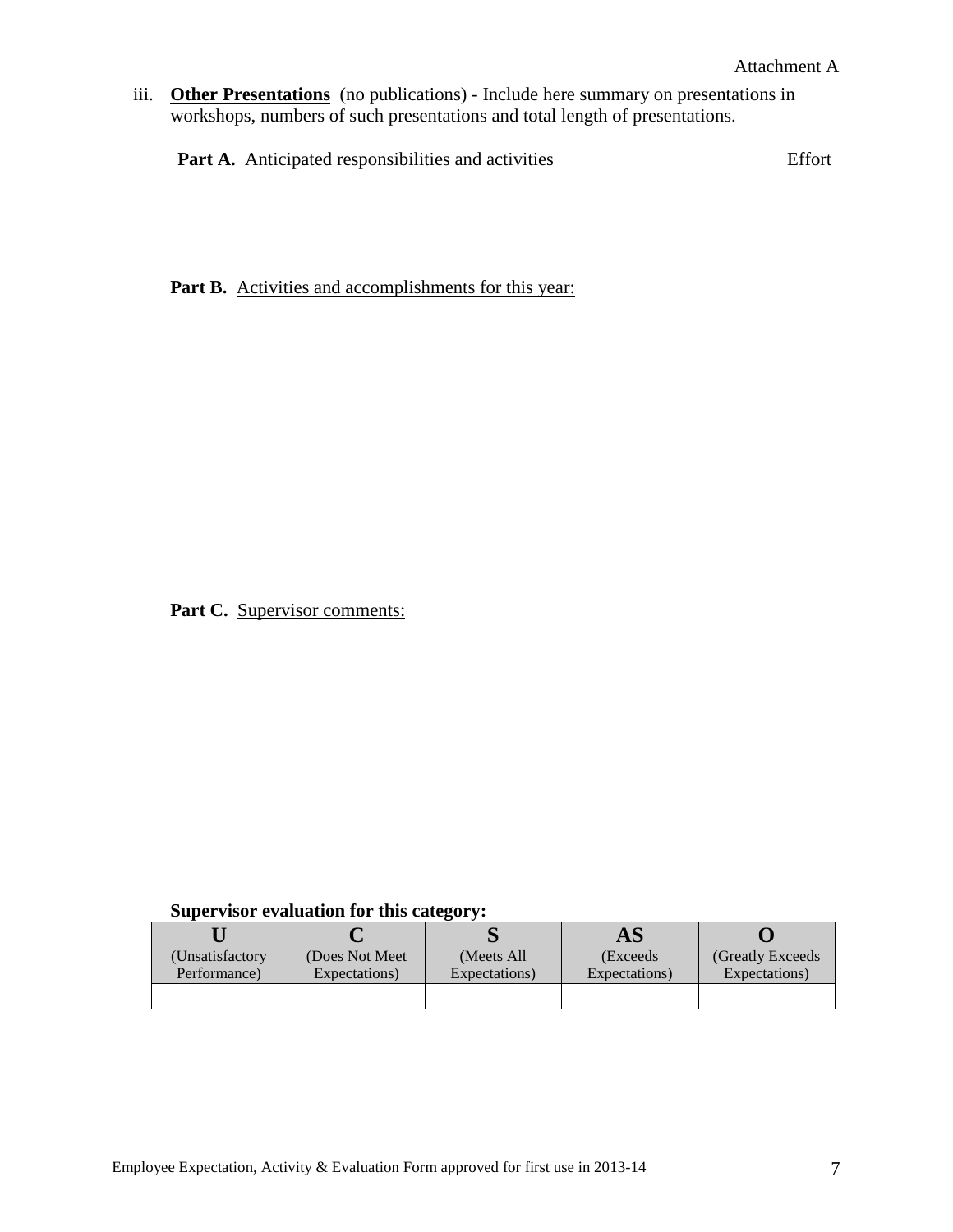Attachment A

iii. **Other Presentations** (no publications) - Include here summary on presentations in workshops, numbers of such presentations and total length of presentations.

**Part A.** Anticipated responsibilities and activities Effort

**Part B.** Activities and accomplishments for this year:

**Part C.** Supervisor comments:

**Supervisor evaluation for this category:**

| U (Unsatisfactory Performance) | C (Does Not Meet Expectations) | S (Meets All Expectations) | AS (Exceeds Expectations) | O (Greatly Exceeds Expectations) |
|---|---|---|---|---|
| | | | | |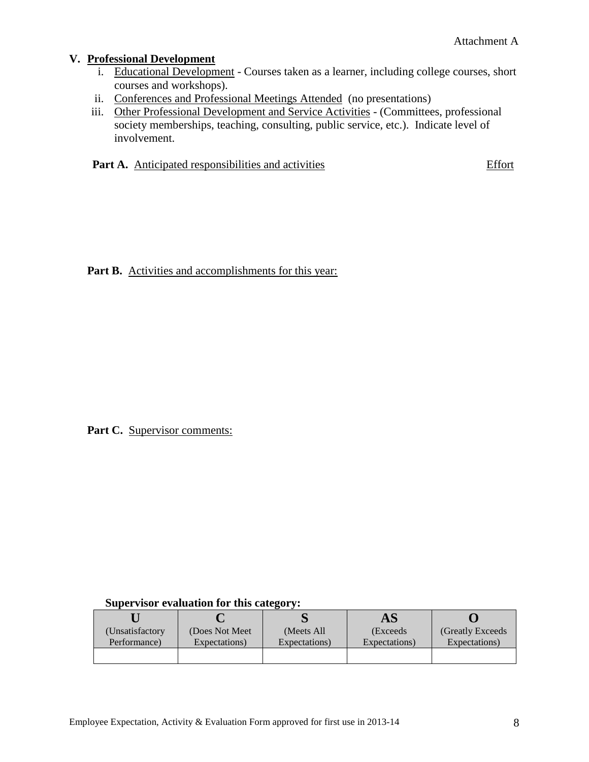Attachment A

## V. Professional Development

i. Educational Development - Courses taken as a learner, including college courses, short courses and workshops).
ii. Conferences and Professional Meetings Attended (no presentations)
iii. Other Professional Development and Service Activities - (Committees, professional society memberships, teaching, consulting, public service, etc.). Indicate level of involvement.

**Part A.** Anticipated responsibilities and activities — Effort

**Part B.** Activities and accomplishments for this year:

**Part C.** Supervisor comments:

**Supervisor evaluation for this category:**

| U (Unsatisfactory Performance) | C (Does Not Meet Expectations) | S (Meets All Expectations) | AS (Exceeds Expectations) | O (Greatly Exceeds Expectations) |
|---|---|---|---|---|
| | | | | |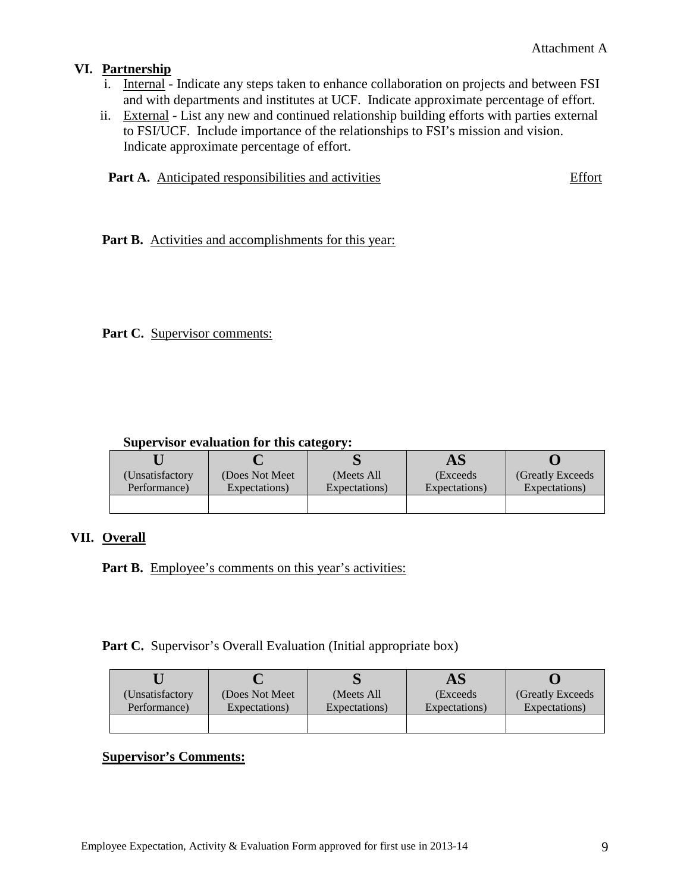Attachment A

## VI. Partnership

i. Internal - Indicate any steps taken to enhance collaboration on projects and between FSI and with departments and institutes at UCF. Indicate approximate percentage of effort.

ii. External - List any new and continued relationship building efforts with parties external to FSI/UCF. Include importance of the relationships to FSI's mission and vision. Indicate approximate percentage of effort.

**Part A.** Anticipated responsibilities and activities — Effort

**Part B.** Activities and accomplishments for this year:

**Part C.** Supervisor comments:

**Supervisor evaluation for this category:**

| U (Unsatisfactory Performance) | C (Does Not Meet Expectations) | S (Meets All Expectations) | AS (Exceeds Expectations) | O (Greatly Exceeds Expectations) |
|---|---|---|---|---|
| | | | | |

## VII. Overall

**Part B.** Employee's comments on this year's activities:

**Part C.** Supervisor's Overall Evaluation (Initial appropriate box)

| U (Unsatisfactory Performance) | C (Does Not Meet Expectations) | S (Meets All Expectations) | AS (Exceeds Expectations) | O (Greatly Exceeds Expectations) |
|---|---|---|---|---|
| | | | | |

**Supervisor's Comments:**

Employee Expectation, Activity & Evaluation Form approved for first use in 2013-14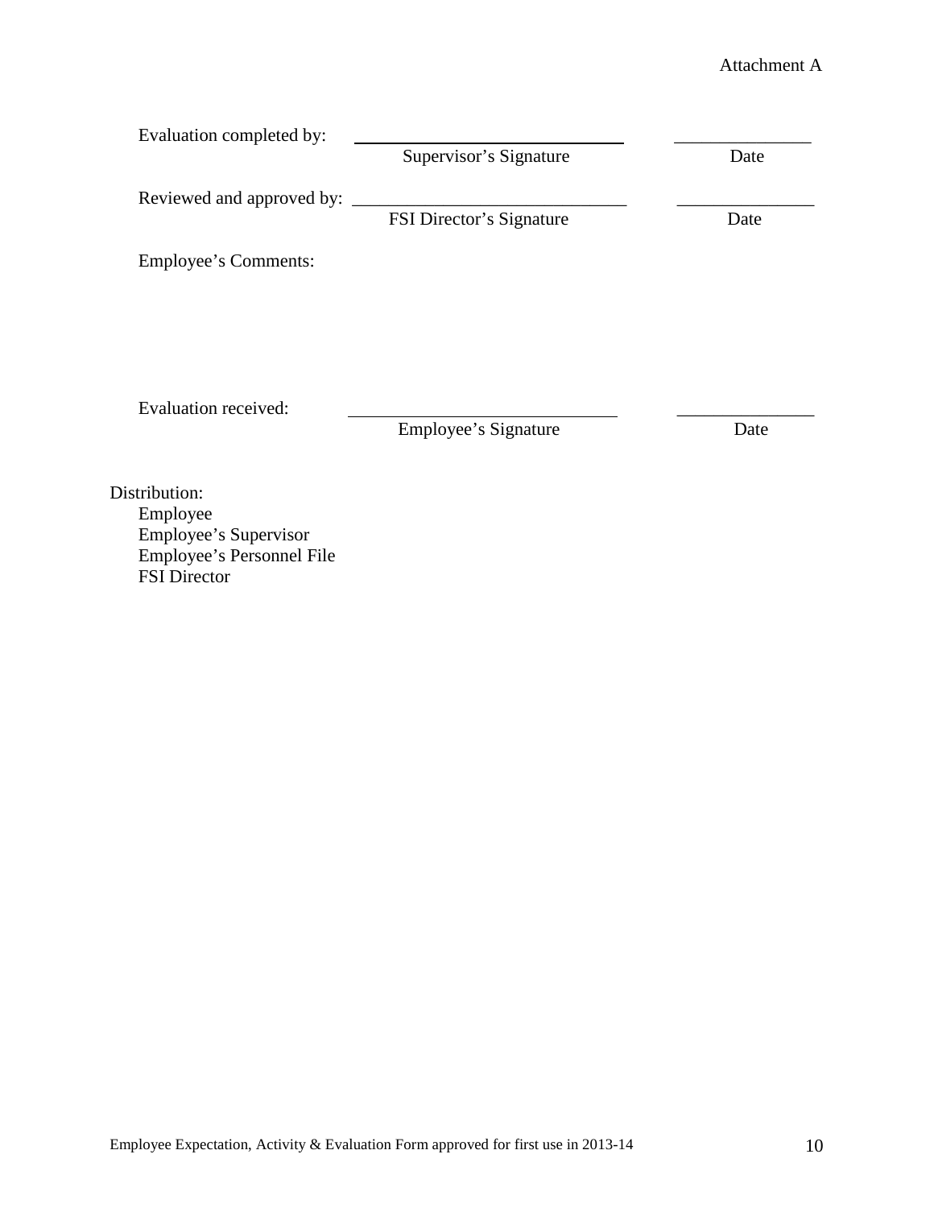Attachment A

Evaluation completed by: ______________________________ _______________
Supervisor's Signature Date

Reviewed and approved by: ______________________________ _______________
FSI Director's Signature Date

Employee's Comments:

Evaluation received: ______________________________ _______________
Employee's Signature Date

Distribution:
- Employee
- Employee's Supervisor
- Employee's Personnel File
- FSI Director